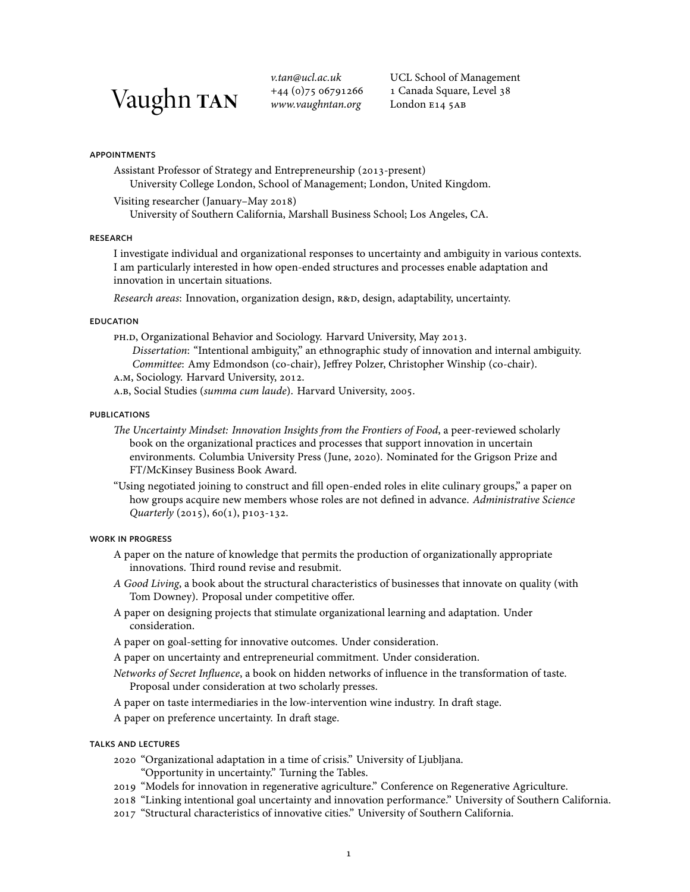# Vaughn TAN

*v.tan@ucl.ac.uk*
+44 (0)75 06791266
*www.vaughntan.org*

UCL School of Management
1 Canada Square, Level 38
London E14 5AB

## APPOINTMENTS

Assistant Professor of Strategy and Entrepreneurship (2013-present)
University College London, School of Management; London, United Kingdom.

Visiting researcher (January–May 2018)
University of Southern California, Marshall Business School; Los Angeles, CA.

## RESEARCH

I investigate individual and organizational responses to uncertainty and ambiguity in various contexts. I am particularly interested in how open-ended structures and processes enable adaptation and innovation in uncertain situations.

*Research areas*: Innovation, organization design, R&D, design, adaptability, uncertainty.

## EDUCATION

PH.D, Organizational Behavior and Sociology. Harvard University, May 2013.
*Dissertation*: "Intentional ambiguity," an ethnographic study of innovation and internal ambiguity.
*Committee*: Amy Edmondson (co-chair), Jeffrey Polzer, Christopher Winship (co-chair).

A.M, Sociology. Harvard University, 2012.

A.B, Social Studies (*summa cum laude*). Harvard University, 2005.

## PUBLICATIONS

*The Uncertainty Mindset: Innovation Insights from the Frontiers of Food*, a peer-reviewed scholarly book on the organizational practices and processes that support innovation in uncertain environments. Columbia University Press (June, 2020). Nominated for the Grigson Prize and FT/McKinsey Business Book Award.

"Using negotiated joining to construct and fill open-ended roles in elite culinary groups," a paper on how groups acquire new members whose roles are not defined in advance. *Administrative Science Quarterly* (2015), 60(1), p103-132.

## WORK IN PROGRESS

A paper on the nature of knowledge that permits the production of organizationally appropriate innovations. Third round revise and resubmit.

*A Good Living*, a book about the structural characteristics of businesses that innovate on quality (with Tom Downey). Proposal under competitive offer.

A paper on designing projects that stimulate organizational learning and adaptation. Under consideration.

A paper on goal-setting for innovative outcomes. Under consideration.

A paper on uncertainty and entrepreneurial commitment. Under consideration.

*Networks of Secret Influence*, a book on hidden networks of influence in the transformation of taste. Proposal under consideration at two scholarly presses.

A paper on taste intermediaries in the low-intervention wine industry. In draft stage.

A paper on preference uncertainty. In draft stage.

## TALKS AND LECTURES

2020 "Organizational adaptation in a time of crisis." University of Ljubljana.
"Opportunity in uncertainty." Turning the Tables.

2019 "Models for innovation in regenerative agriculture." Conference on Regenerative Agriculture.

2018 "Linking intentional goal uncertainty and innovation performance." University of Southern California.

2017 "Structural characteristics of innovative cities." University of Southern California.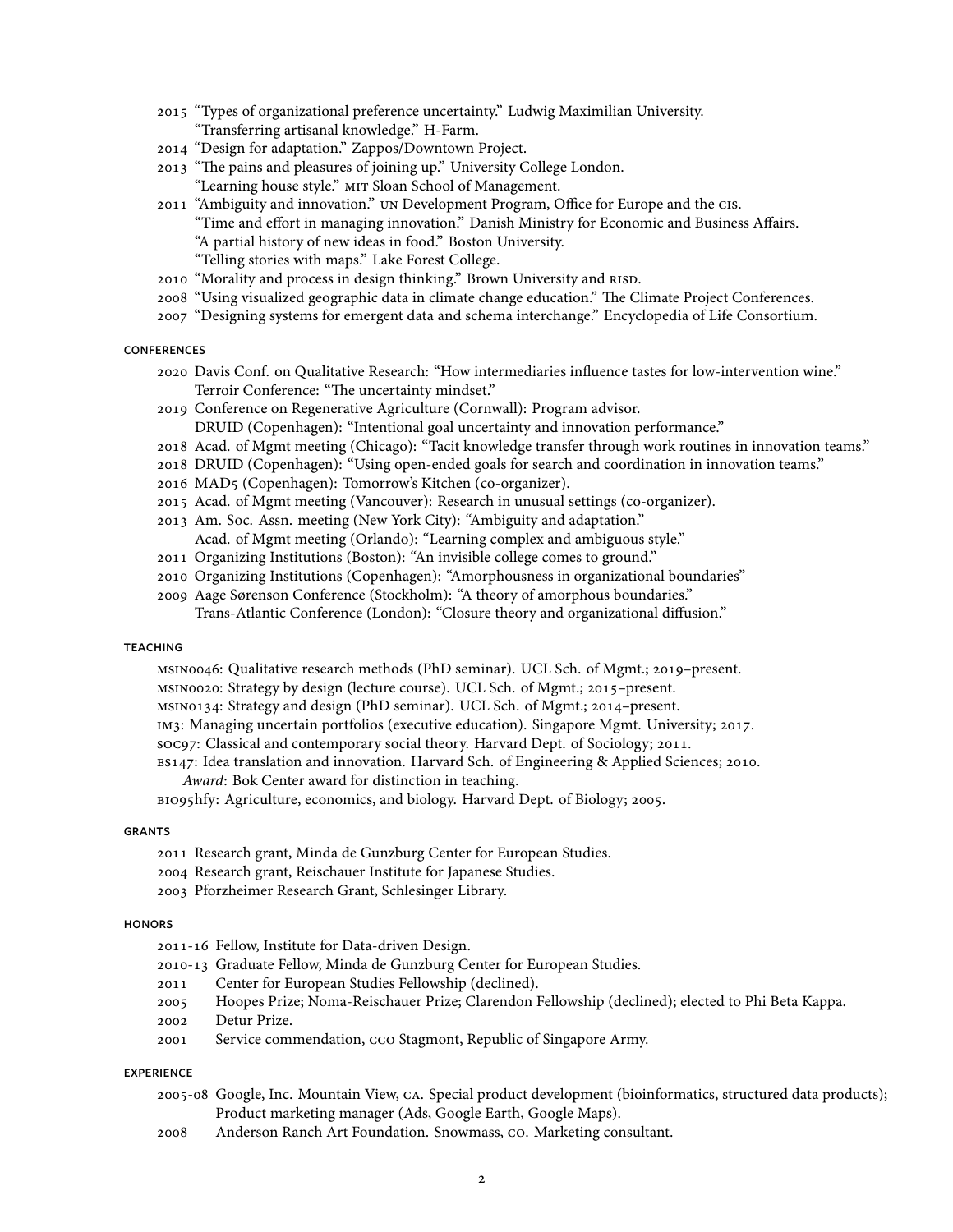- 2015 "Types of organizational preference uncertainty." Ludwig Maximilian University.
  "Transferring artisanal knowledge." H-Farm.
- 2014 "Design for adaptation." Zappos/Downtown Project.
- 2013 "The pains and pleasures of joining up." University College London.
  "Learning house style." MIT Sloan School of Management.
- 2011 "Ambiguity and innovation." UN Development Program, Office for Europe and the CIS.
  "Time and effort in managing innovation." Danish Ministry for Economic and Business Affairs.
  "A partial history of new ideas in food." Boston University.
  "Telling stories with maps." Lake Forest College.
- 2010 "Morality and process in design thinking." Brown University and RISD.
- 2008 "Using visualized geographic data in climate change education." The Climate Project Conferences.
- 2007 "Designing systems for emergent data and schema interchange." Encyclopedia of Life Consortium.

## CONFERENCES

- 2020 Davis Conf. on Qualitative Research: "How intermediaries influence tastes for low-intervention wine."
  Terroir Conference: "The uncertainty mindset."
- 2019 Conference on Regenerative Agriculture (Cornwall): Program advisor.
  DRUID (Copenhagen): "Intentional goal uncertainty and innovation performance."
- 2018 Acad. of Mgmt meeting (Chicago): "Tacit knowledge transfer through work routines in innovation teams."
- 2018 DRUID (Copenhagen): "Using open-ended goals for search and coordination in innovation teams."
- 2016 MAD5 (Copenhagen): Tomorrow's Kitchen (co-organizer).
- 2015 Acad. of Mgmt meeting (Vancouver): Research in unusual settings (co-organizer).
- 2013 Am. Soc. Assn. meeting (New York City): "Ambiguity and adaptation."
  Acad. of Mgmt meeting (Orlando): "Learning complex and ambiguous style."
- 2011 Organizing Institutions (Boston): "An invisible college comes to ground."
- 2010 Organizing Institutions (Copenhagen): "Amorphousness in organizational boundaries"
- 2009 Aage Sørenson Conference (Stockholm): "A theory of amorphous boundaries."
  Trans-Atlantic Conference (London): "Closure theory and organizational diffusion."

## TEACHING

- MSIN0046: Qualitative research methods (PhD seminar). UCL Sch. of Mgmt.; 2019–present.
- MSIN0020: Strategy by design (lecture course). UCL Sch. of Mgmt.; 2015–present.
- MSIN0134: Strategy and design (PhD seminar). UCL Sch. of Mgmt.; 2014–present.
- IM3: Managing uncertain portfolios (executive education). Singapore Mgmt. University; 2017.
- SOC97: Classical and contemporary social theory. Harvard Dept. of Sociology; 2011.
- ES147: Idea translation and innovation. Harvard Sch. of Engineering & Applied Sciences; 2010.
  *Award*: Bok Center award for distinction in teaching.
- BIO95hfy: Agriculture, economics, and biology. Harvard Dept. of Biology; 2005.

## GRANTS

- 2011 Research grant, Minda de Gunzburg Center for European Studies.
- 2004 Research grant, Reischauer Institute for Japanese Studies.
- 2003 Pforzheimer Research Grant, Schlesinger Library.

## HONORS

- 2011-16 Fellow, Institute for Data-driven Design.
- 2010-13 Graduate Fellow, Minda de Gunzburg Center for European Studies.
- 2011 Center for European Studies Fellowship (declined).
- 2005 Hoopes Prize; Noma-Reischauer Prize; Clarendon Fellowship (declined); elected to Phi Beta Kappa.
- 2002 Detur Prize.
- 2001 Service commendation, CCO Stagmont, Republic of Singapore Army.

## EXPERIENCE

- 2005-08 Google, Inc. Mountain View, CA. Special product development (bioinformatics, structured data products); Product marketing manager (Ads, Google Earth, Google Maps).
- 2008 Anderson Ranch Art Foundation. Snowmass, CO. Marketing consultant.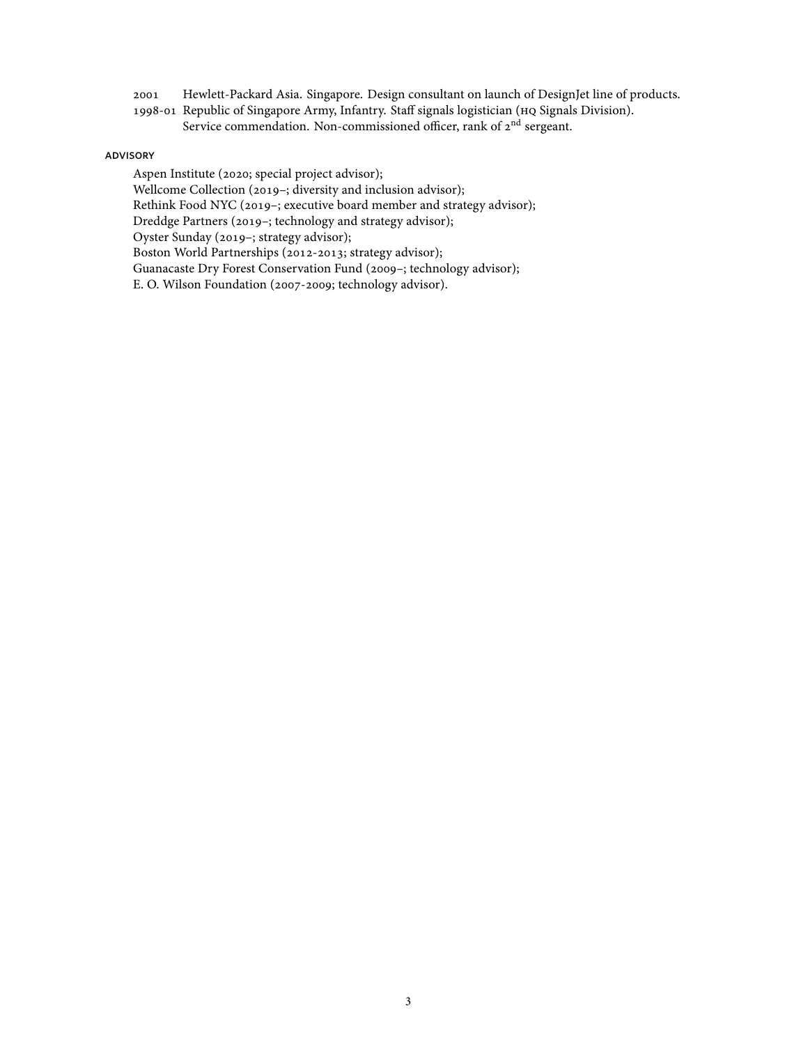2001 Hewlett-Packard Asia. Singapore. Design consultant on launch of DesignJet line of products.

1998-01 Republic of Singapore Army, Infantry. Staff signals logistician (HQ Signals Division). Service commendation. Non-commissioned officer, rank of 2nd sergeant.

## ADVISORY

Aspen Institute (2020; special project advisor);
Wellcome Collection (2019–; diversity and inclusion advisor);
Rethink Food NYC (2019–; executive board member and strategy advisor);
Dreddge Partners (2019–; technology and strategy advisor);
Oyster Sunday (2019–; strategy advisor);
Boston World Partnerships (2012-2013; strategy advisor);
Guanacaste Dry Forest Conservation Fund (2009–; technology advisor);
E. O. Wilson Foundation (2007-2009; technology advisor).